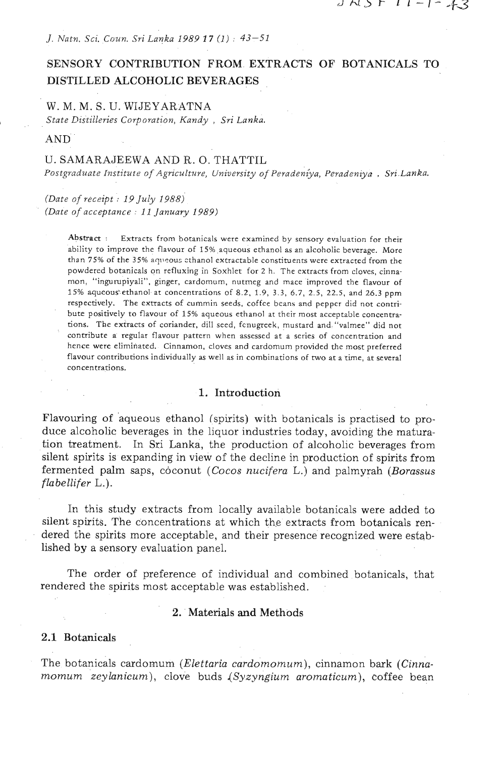# SENSORY CONTRIBUTION FROM EXTRACTS OF BOTANICALS TO DISTILLED ALCOHOLIC BEVERAGES

W. M. M. S. U. WIJEYARATNA
*State Distilleries Corporation, Kandy , Sri Lanka.*

AND

U. SAMARAJEEWA AND R. O. THATTIL
*Postgraduate Institute of Agriculture, University of Peradeniya, Peradeniya , Sri Lanka.*

*(Date of receipt : 19 July 1988)*
*(Date of acceptance : 11 January 1989)*

**Abstract** : Extracts from botanicals were examined by sensory evaluation for their ability to improve the flavour of 15% aqueous ethanol as an alcoholic beverage. More than 75% of the 35% aqueous ethanol extractable constituents were extracted from the powdered botanicals on refluxing in Soxhlet for 2 h. The extracts from cloves, cinnamon, "ingurupiyali", ginger, cardomum, nutmeg and mace improved the flavour of 15% aqueous ethanol at concentrations of 8.2, 1.9, 3.3, 6.7, 2.5, 22.5, and 26.3 ppm respectively. The extracts of cummin seeds, coffee beans and pepper did not contribute positively to flavour of 15% aqueous ethanol at their most acceptable concentrations. The extracts of coriander, dill seed, fenugreek, mustard and "valmee" did not contribute a regular flavour pattern when assessed at a series of concentration and hence were eliminated. Cinnamon, cloves and cardomum provided the most preferred flavour contributions individually as well as in combinations of two at a time, at several concentrations.

## 1. Introduction

Flavouring of aqueous ethanol (spirits) with botanicals is practised to produce alcoholic beverages in the liquor industries today, avoiding the maturation treatment. In Sri Lanka, the production of alcoholic beverages from silent spirits is expanding in view of the decline in production of spirits from fermented palm saps, coconut (*Cocos nucifera* L.) and palmyrah (*Borassus flabellifer* L.).

In this study extracts from locally available botanicals were added to silent spirits. The concentrations at which the extracts from botanicals rendered the spirits more acceptable, and their presence recognized were established by a sensory evaluation panel.

The order of preference of individual and combined botanicals, that rendered the spirits most acceptable was established.

## 2. Materials and Methods

### 2.1 Botanicals

The botanicals cardomum (*Elettaria cardomomum*), cinnamon bark (*Cinnamomum zeylanicum*), clove buds (*Syzyngium aromaticum*), coffee bean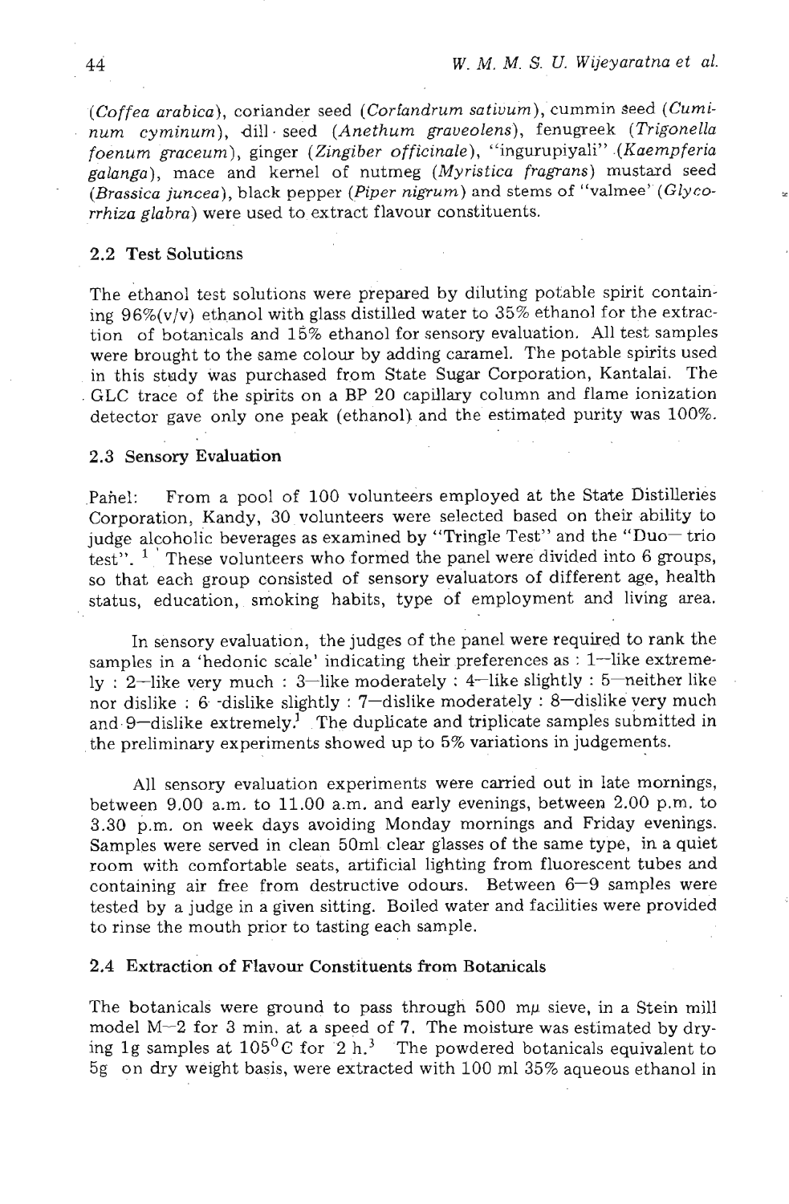(*Coffea arabica*), coriander seed (*Coriandrum sativum*), cummin seed (*Cuminum cyminum*), dill seed (*Anethum graveolens*), fenugreek (*Trigonella foenum graceum*), ginger (*Zingiber officinale*), "ingurupiyali" (*Kaempferia galanga*), mace and kernel of nutmeg (*Myristica fragrans*) mustard seed (*Brassica juncea*), black pepper (*Piper nigrum*) and stems of "valmee" (*Glycorrhiza glabra*) were used to extract flavour constituents.

### 2.2 Test Solutions

The ethanol test solutions were prepared by diluting potable spirit containing 96%(v/v) ethanol with glass distilled water to 35% ethanol for the extraction of botanicals and 15% ethanol for sensory evaluation. All test samples were brought to the same colour by adding caramel. The potable spirits used in this study was purchased from State Sugar Corporation, Kantalai. The GLC trace of the spirits on a BP 20 capillary column and flame ionization detector gave only one peak (ethanol) and the estimated purity was 100%.

### 2.3 Sensory Evaluation

Panel: From a pool of 100 volunteers employed at the State Distilleries Corporation, Kandy, 30 volunteers were selected based on their ability to judge alcoholic beverages as examined by "Tringle Test" and the "Duo– trio test".[1] These volunteers who formed the panel were divided into 6 groups, so that each group consisted of sensory evaluators of different age, health status, education, smoking habits, type of employment and living area.

In sensory evaluation, the judges of the panel were required to rank the samples in a 'hedonic scale' indicating their preferences as : 1–like extremely : 2–like very much : 3–like moderately : 4–like slightly : 5–neither like nor dislike : 6 -dislike slightly : 7–dislike moderately : 8–dislike very much and 9–dislike extremely.[1] The duplicate and triplicate samples submitted in the preliminary experiments showed up to 5% variations in judgements.

All sensory evaluation experiments were carried out in late mornings, between 9.00 a.m. to 11.00 a.m. and early evenings, between 2.00 p.m. to 3.30 p.m. on week days avoiding Monday mornings and Friday evenings. Samples were served in clean 50ml clear glasses of the same type, in a quiet room with comfortable seats, artificial lighting from fluorescent tubes and containing air free from destructive odours. Between 6–9 samples were tested by a judge in a given sitting. Boiled water and facilities were provided to rinse the mouth prior to tasting each sample.

### 2.4 Extraction of Flavour Constituents from Botanicals

The botanicals were ground to pass through 500 mμ sieve, in a Stein mill model M–2 for 3 min. at a speed of 7. The moisture was estimated by drying 1g samples at $105^0$C for 2 h.[3] The powdered botanicals equivalent to 5g on dry weight basis, were extracted with 100 ml 35% aqueous ethanol in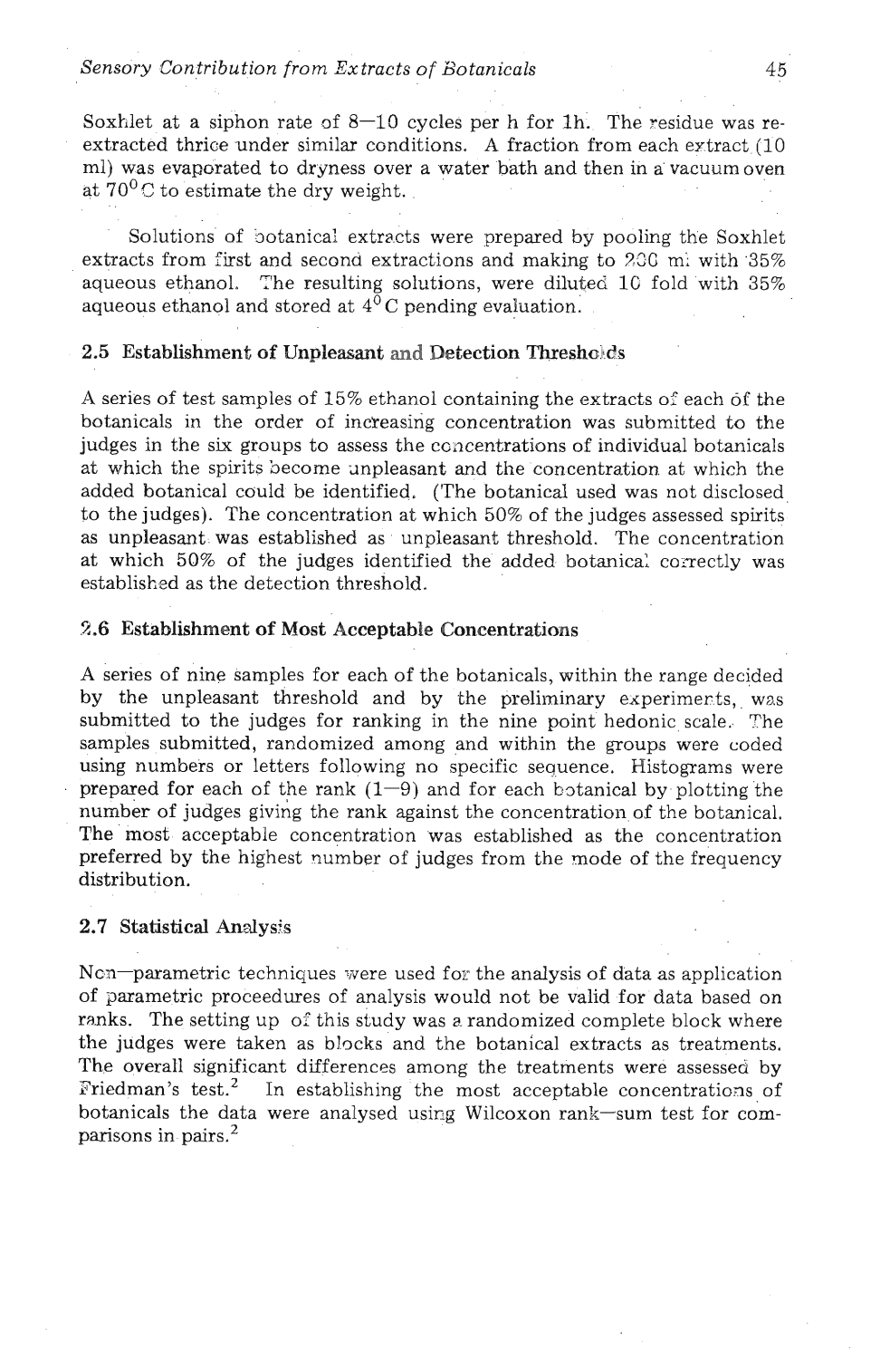Soxhlet at a siphon rate of 8—10 cycles per h for 1h. The residue was re-extracted thrice under similar conditions. A fraction from each extract (10 ml) was evaporated to dryness over a water bath and then in a vacuum oven at 70$^{0}$C to estimate the dry weight.

Solutions of botanical extracts were prepared by pooling the Soxhlet extracts from first and second extractions and making to 200 ml with 35% aqueous ethanol. The resulting solutions, were diluted 10 fold with 35% aqueous ethanol and stored at 4$^{0}$C pending evaluation.

### 2.5 Establishment of Unpleasant and Detection Thresholds

A series of test samples of 15% ethanol containing the extracts of each of the botanicals in the order of increasing concentration was submitted to the judges in the six groups to assess the concentrations of individual botanicals at which the spirits become unpleasant and the concentration at which the added botanical could be identified. (The botanical used was not disclosed to the judges). The concentration at which 50% of the judges assessed spirits as unpleasant was established as unpleasant threshold. The concentration at which 50% of the judges identified the added botanical correctly was established as the detection threshold.

### 2.6 Establishment of Most Acceptable Concentrations

A series of nine samples for each of the botanicals, within the range decided by the unpleasant threshold and by the preliminary experiments, was submitted to the judges for ranking in the nine point hedonic scale. The samples submitted, randomized among and within the groups were coded using numbers or letters following no specific sequence. Histograms were prepared for each of the rank (1—9) and for each botanical by plotting the number of judges giving the rank against the concentration of the botanical. The most acceptable concentration was established as the concentration preferred by the highest number of judges from the mode of the frequency distribution.

### 2.7 Statistical Analysis

Non—parametric techniques were used for the analysis of data as application of parametric proceedures of analysis would not be valid for data based on ranks. The setting up of this study was a randomized complete block where the judges were taken as blocks and the botanical extracts as treatments. The overall significant differences among the treatments were assessed by Friedman's test.[2] In establishing the most acceptable concentrations of botanicals the data were analysed using Wilcoxon rank—sum test for comparisons in pairs.[2]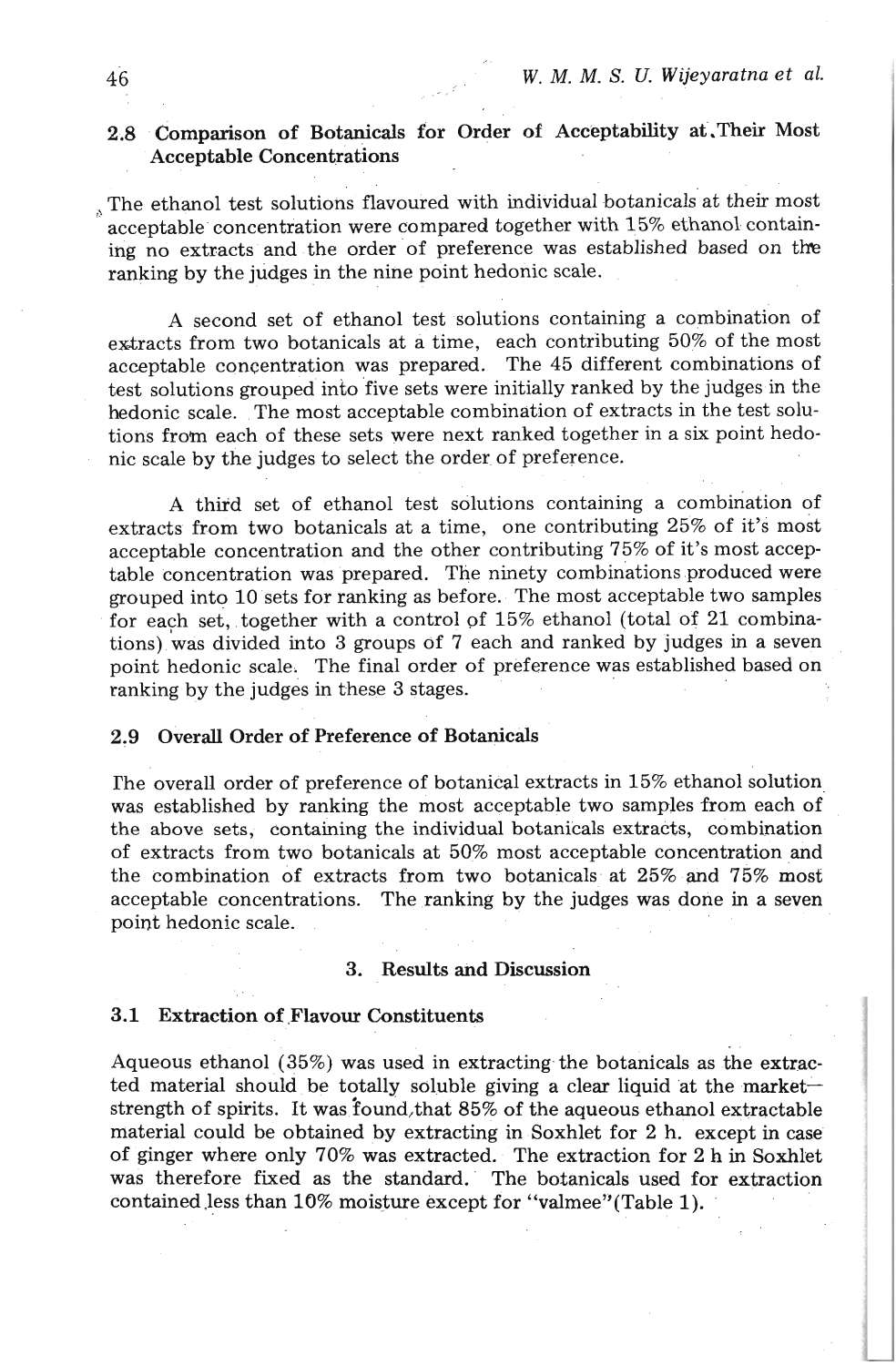### 2.8 Comparison of Botanicals for Order of Acceptability at Their Most Acceptable Concentrations

The ethanol test solutions flavoured with individual botanicals at their most acceptable concentration were compared together with 15% ethanol containing no extracts and the order of preference was established based on the ranking by the judges in the nine point hedonic scale.

A second set of ethanol test solutions containing a combination of extracts from two botanicals at a time, each contributing 50% of the most acceptable concentration was prepared. The 45 different combinations of test solutions grouped into five sets were initially ranked by the judges in the hedonic scale. The most acceptable combination of extracts in the test solutions from each of these sets were next ranked together in a six point hedonic scale by the judges to select the order of preference.

A third set of ethanol test solutions containing a combination of extracts from two botanicals at a time, one contributing 25% of it's most acceptable concentration and the other contributing 75% of it's most acceptable concentration was prepared. The ninety combinations produced were grouped into 10 sets for ranking as before. The most acceptable two samples for each set, together with a control of 15% ethanol (total of 21 combinations) was divided into 3 groups of 7 each and ranked by judges in a seven point hedonic scale. The final order of preference was established based on ranking by the judges in these 3 stages.

### 2.9 Overall Order of Preference of Botanicals

The overall order of preference of botanical extracts in 15% ethanol solution was established by ranking the most acceptable two samples from each of the above sets, containing the individual botanicals extracts, combination of extracts from two botanicals at 50% most acceptable concentration and the combination of extracts from two botanicals at 25% and 75% most acceptable concentrations. The ranking by the judges was done in a seven point hedonic scale.

## 3. Results and Discussion

### 3.1 Extraction of Flavour Constituents

Aqueous ethanol (35%) was used in extracting the botanicals as the extracted material should be totally soluble giving a clear liquid at the market-strength of spirits. It was found that 85% of the aqueous ethanol extractable material could be obtained by extracting in Soxhlet for 2 h. except in case of ginger where only 70% was extracted. The extraction for 2 h in Soxhlet was therefore fixed as the standard. The botanicals used for extraction contained less than 10% moisture except for "valmee"(Table 1).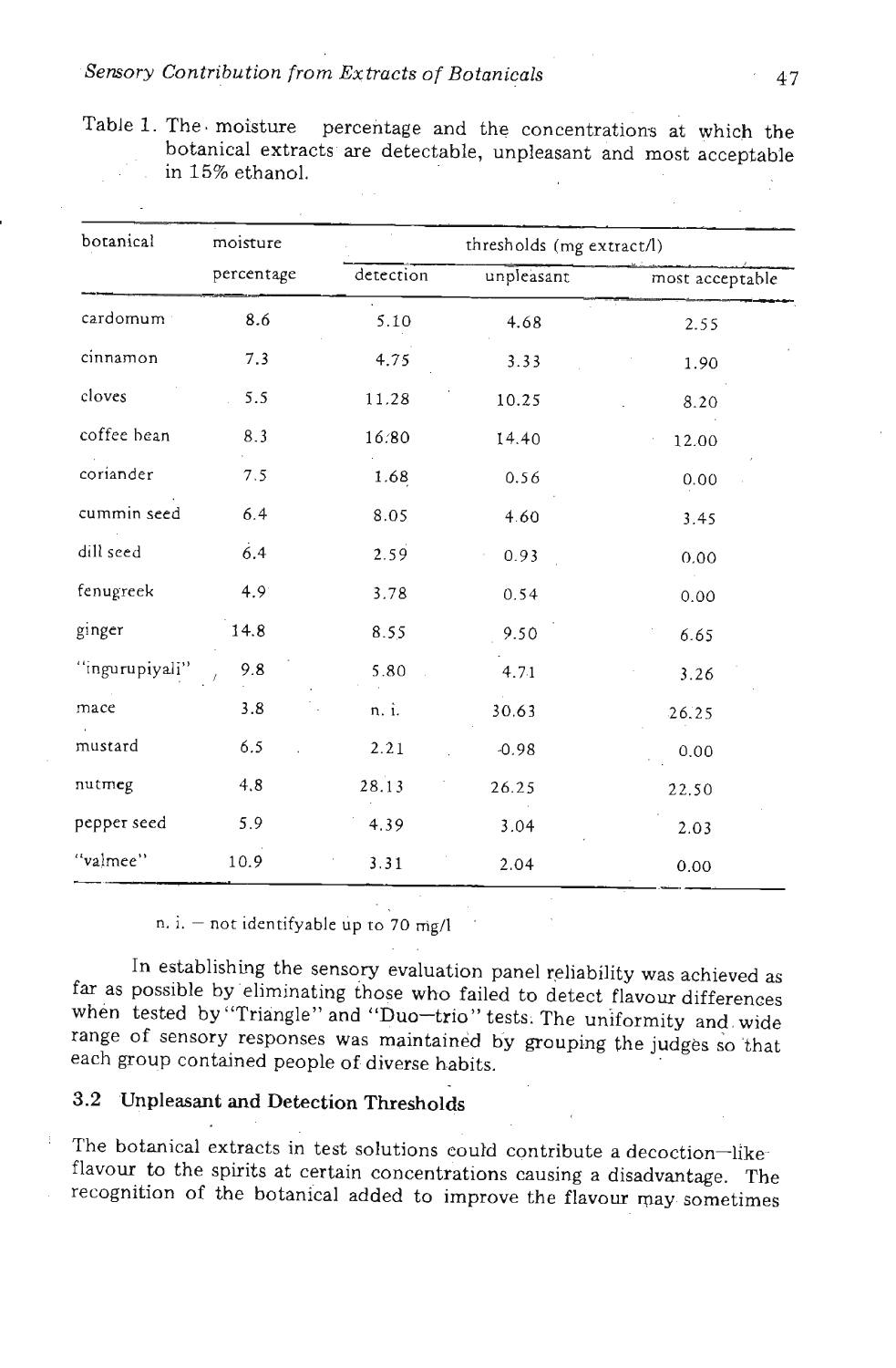Table 1. The moisture percentage and the concentrations at which the botanical extracts are detectable, unpleasant and most acceptable in 15% ethanol.

| botanical | moisture percentage | thresholds (mg extract/l) | | |
|---|---|---|---|---|
| | | detection | unpleasant | most acceptable |
| cardomum | 8.6 | 5.10 | 4.68 | 2.55 |
| cinnamon | 7.3 | 4.75 | 3.33 | 1.90 |
| cloves | 5.5 | 11.28 | 10.25 | 8.20 |
| coffee bean | 8.3 | 16.80 | 14.40 | 12.00 |
| coriander | 7.5 | 1.68 | 0.56 | 0.00 |
| cummin seed | 6.4 | 8.05 | 4.60 | 3.45 |
| dill seed | 6.4 | 2.59 | 0.93 | 0.00 |
| fenugreek | 4.9 | 3.78 | 0.54 | 0.00 |
| ginger | 14.8 | 8.55 | 9.50 | 6.65 |
| "ingurupiyali" | 9.8 | 5.80 | 4.71 | 3.26 |
| mace | 3.8 | n. i. | 30.63 | 26.25 |
| mustard | 6.5 | 2.21 | -0.98 | 0.00 |
| nutmeg | 4.8 | 28.13 | 26.25 | 22.50 |
| pepper seed | 5.9 | 4.39 | 3.04 | 2.03 |
| "valmee" | 10.9 | 3.31 | 2.04 | 0.00 |

n. i. – not identifyable up to 70 mg/l

In establishing the sensory evaluation panel reliability was achieved as far as possible by eliminating those who failed to detect flavour differences when tested by "Triangle" and "Duo–trio" tests. The uniformity and wide range of sensory responses was maintained by grouping the judges so that each group contained people of diverse habits.

## 3.2 Unpleasant and Detection Thresholds

The botanical extracts in test solutions could contribute a decoction–like flavour to the spirits at certain concentrations causing a disadvantage. The recognition of the botanical added to improve the flavour may sometimes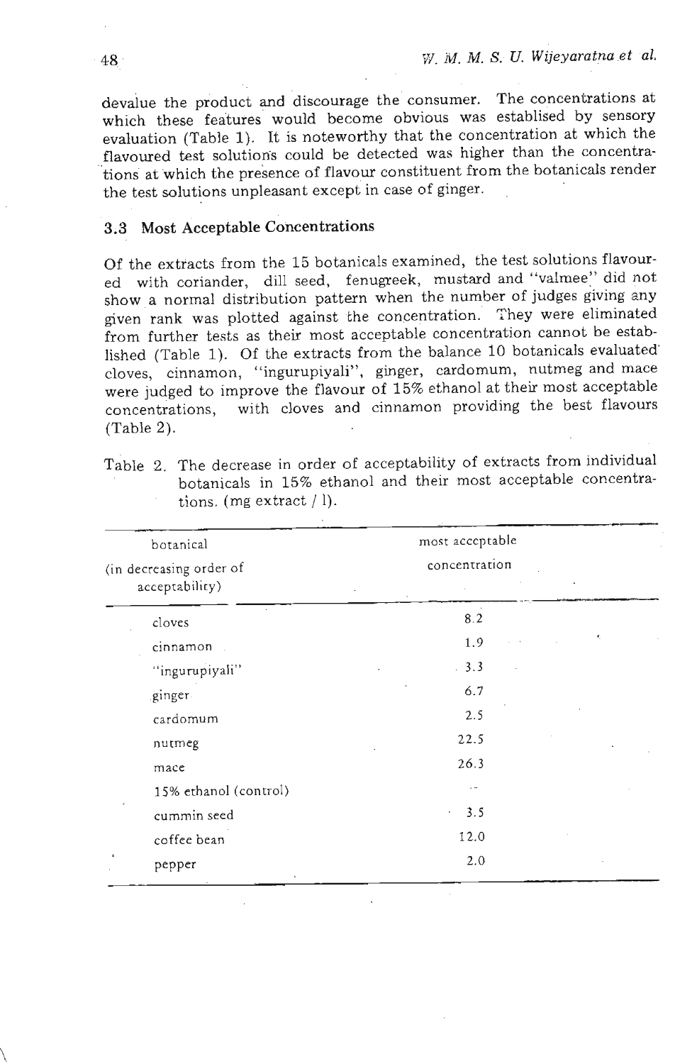devalue the product and discourage the consumer. The concentrations at which these features would become obvious was establised by sensory evaluation (Table 1). It is noteworthy that the concentration at which the flavoured test solutions could be detected was higher than the concentrations at which the presence of flavour constituent from the botanicals render the test solutions unpleasant except in case of ginger.

### 3.3 Most Acceptable Concentrations

Of the extracts from the 15 botanicals examined, the test solutions flavoured with coriander, dill seed, fenugreek, mustard and "valmee" did not show a normal distribution pattern when the number of judges giving any given rank was plotted against the concentration. They were eliminated from further tests as their most acceptable concentration cannot be established (Table 1). Of the extracts from the balance 10 botanicals evaluated cloves, cinnamon, "ingurupiyali", ginger, cardomum, nutmeg and mace were judged to improve the flavour of 15% ethanol at their most acceptable concentrations, with cloves and cinnamon providing the best flavours (Table 2).

Table 2. The decrease in order of acceptability of extracts from individual botanicals in 15% ethanol and their most acceptable concentrations. (mg extract / l).

| botanical (in decreasing order of acceptability) | most acceptable concentration |
|---|---|
| cloves | 8.2 |
| cinnamon | 1.9 |
| "ingurupiyali" | 3.3 |
| ginger | 6.7 |
| cardomum | 2.5 |
| nutmeg | 22.5 |
| mace | 26.3 |
| 15% ethanol (control) | -- |
| cummin seed | 3.5 |
| coffee bean | 12.0 |
| pepper | 2.0 |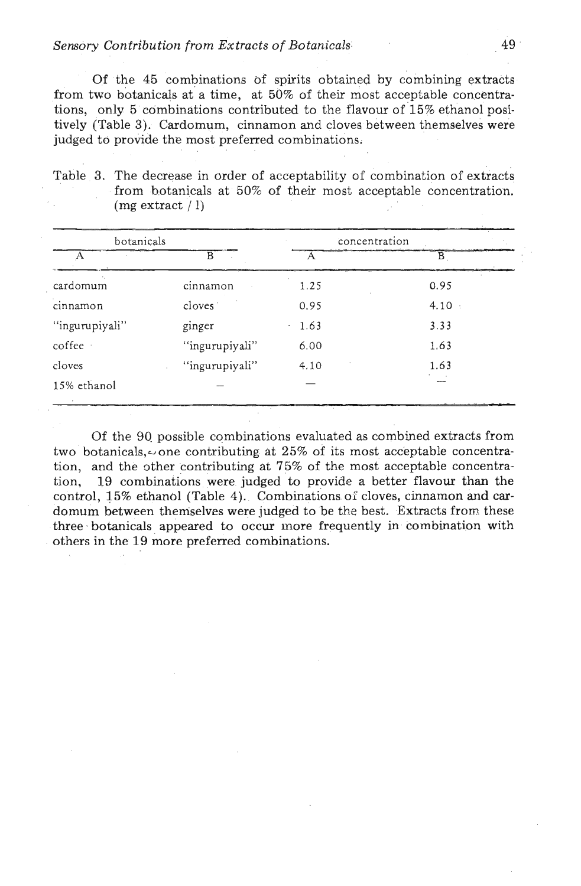Of the 45 combinations of spirits obtained by combining extracts from two botanicals at a time, at 50% of their most acceptable concentrations, only 5 combinations contributed to the flavour of 15% ethanol positively (Table 3). Cardomum, cinnamon and cloves between themselves were judged to provide the most preferred combinations.

Table 3. The decrease in order of acceptability of combination of extracts from botanicals at 50% of their most acceptable concentration. (mg extract / l)

| botanicals | | concentration | |
|---|---|---|---|
| A | B | A | B |
| cardomum | cinnamon | 1.25 | 0.95 |
| cinnamon | cloves | 0.95 | 4.10 |
| "ingurupiyali" | ginger | 1.63 | 3.33 |
| coffee | "ingurupiyali" | 6.00 | 1.63 |
| cloves | "ingurupiyali" | 4.10 | 1.63 |
| 15% ethanol | – | – | – |

Of the 90 possible combinations evaluated as combined extracts from two botanicals, one contributing at 25% of its most acceptable concentration, and the other contributing at 75% of the most acceptable concentration, 19 combinations were judged to provide a better flavour than the control, 15% ethanol (Table 4). Combinations of cloves, cinnamon and cardomum between themselves were judged to be the best. Extracts from these three botanicals appeared to occur more frequently in combination with others in the 19 more preferred combinations.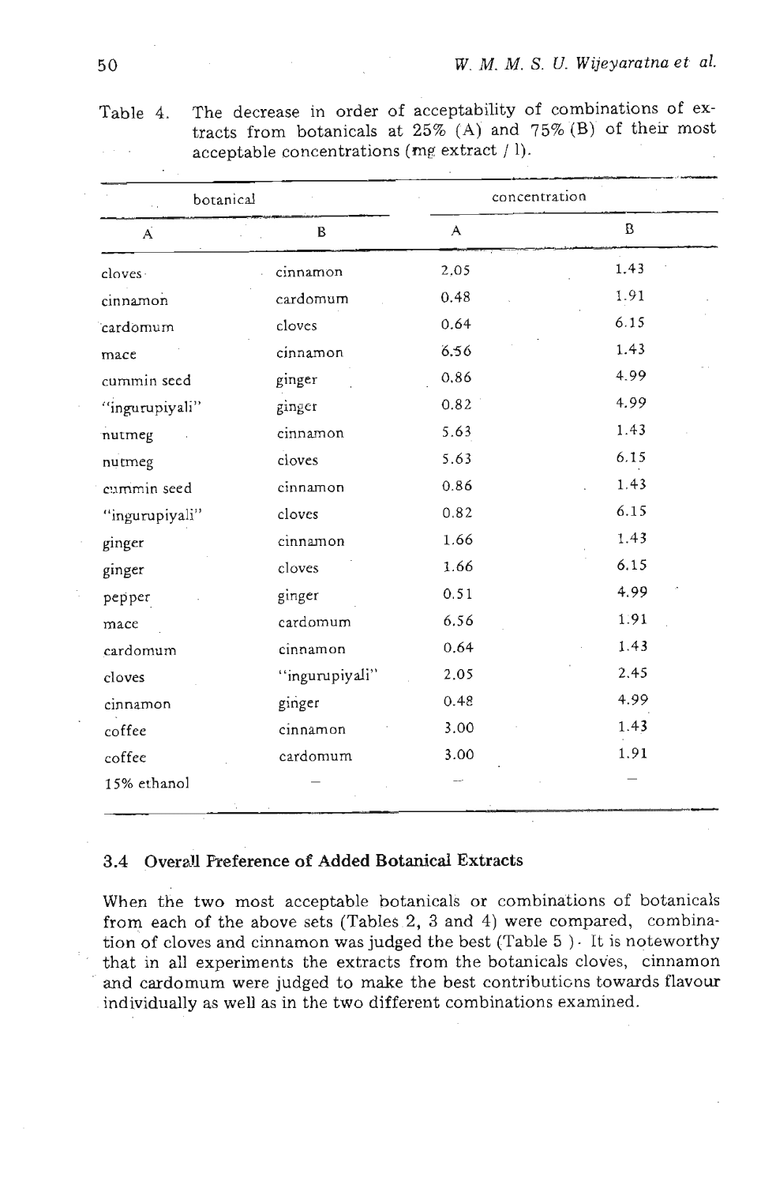Table 4. The decrease in order of acceptability of combinations of extracts from botanicals at 25% (A) and 75% (B) of their most acceptable concentrations (mg extract / l).

| botanical | | concentration | |
|---|---|---|---|
| A | B | A | B |
| cloves | cinnamon | 2.05 | 1.43 |
| cinnamon | cardomum | 0.48 | 1.91 |
| cardomum | cloves | 0.64 | 6.15 |
| mace | cinnamon | 6.56 | 1.43 |
| cummin seed | ginger | 0.86 | 4.99 |
| "ingurupiyali" | ginger | 0.82 | 4.99 |
| nutmeg | cinnamon | 5.63 | 1.43 |
| nutmeg | cloves | 5.63 | 6.15 |
| cummin seed | cinnamon | 0.86 | 1.43 |
| "ingurupiyali" | cloves | 0.82 | 6.15 |
| ginger | cinnamon | 1.66 | 1.43 |
| ginger | cloves | 1.66 | 6.15 |
| pepper | ginger | 0.51 | 4.99 |
| mace | cardomum | 6.56 | 1.91 |
| cardomum | cinnamon | 0.64 | 1.43 |
| cloves | "ingurupiyali" | 2.05 | 2.45 |
| cinnamon | ginger | 0.48 | 4.99 |
| coffee | cinnamon | 3.00 | 1.43 |
| coffee | cardomum | 3.00 | 1.91 |
| 15% ethanol | – | – | – |

### 3.4 Overall Preference of Added Botanical Extracts

When the two most acceptable botanicals or combinations of botanicals from each of the above sets (Tables 2, 3 and 4) were compared, combination of cloves and cinnamon was judged the best (Table 5). It is noteworthy that in all experiments the extracts from the botanicals cloves, cinnamon and cardomum were judged to make the best contributions towards flavour individually as well as in the two different combinations examined.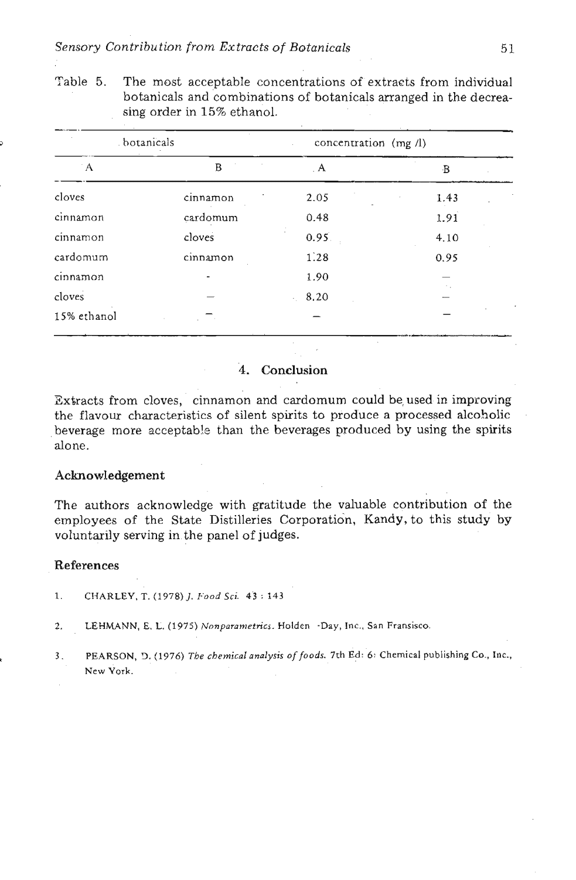Table 5. The most acceptable concentrations of extracts from individual botanicals and combinations of botanicals arranged in the decreasing order in 15% ethanol.

| botanicals | | concentration (mg /l) | |
|---|---|---|---|
| A | B | A | B |
| cloves | cinnamon | 2.05 | 1.43 |
| cinnamon | cardomum | 0.48 | 1.91 |
| cinnamon | cloves | 0.95 | 4.10 |
| cardomum | cinnamon | 1.28 | 0.95 |
| cinnamon | - | 1.90 | — |
| cloves | — | 8.20 | — |
| 15% ethanol | — | — | — |

## 4. Conclusion

Extracts from cloves, cinnamon and cardomum could be used in improving the flavour characteristics of silent spirits to produce a processed alcoholic beverage more acceptable than the beverages produced by using the spirits alone.

### Acknowledgement

The authors acknowledge with gratitude the valuable contribution of the employees of the State Distilleries Corporation, Kandy, to this study by voluntarily serving in the panel of judges.

### References

1. CHARLEY, T. (1978) *J. Food Sci.* 43 : 143
2. LEHMANN, E. L. (1975) *Nonparametrics*. Holden -Day, Inc., San Fransisco.
3. PEARSON, D. (1976) *The chemical analysis of foods.* 7th Ed: 6: Chemical publishing Co., Inc., New York.